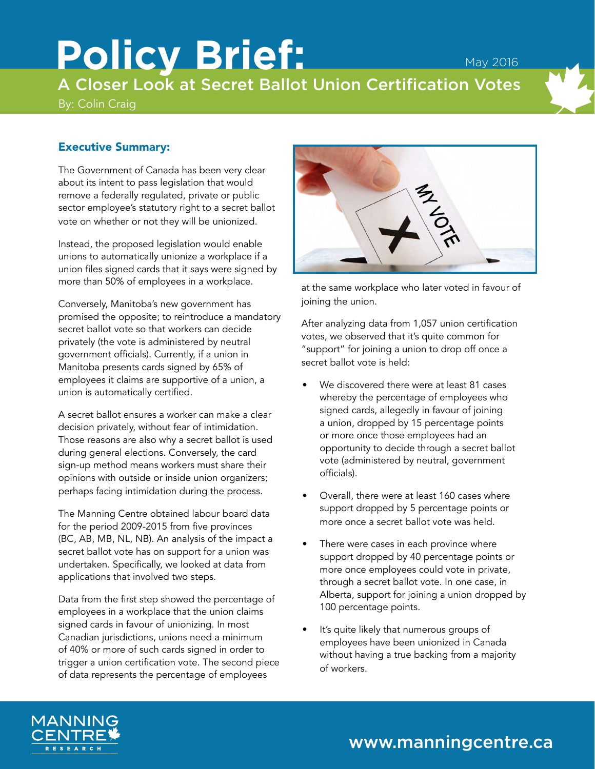# Policy Brief:

May 2016

## A Closer Look at Secret Ballot Union Certification Votes

By: Colin Craig

### Executive Summary:

The Government of Canada has been very clear about its intent to pass legislation that would remove a federally regulated, private or public sector employee's statutory right to a secret ballot vote on whether or not they will be unionized.

Instead, the proposed legislation would enable unions to automatically unionize a workplace if a union files signed cards that it says were signed by more than 50% of employees in a workplace.

Conversely, Manitoba's new government has promised the opposite; to reintroduce a mandatory secret ballot vote so that workers can decide privately (the vote is administered by neutral government officials). Currently, if a union in Manitoba presents cards signed by 65% of employees it claims are supportive of a union, a union is automatically certified.

A secret ballot ensures a worker can make a clear decision privately, without fear of intimidation. Those reasons are also why a secret ballot is used during general elections. Conversely, the card sign-up method means workers must share their opinions with outside or inside union organizers; perhaps facing intimidation during the process.

The Manning Centre obtained labour board data for the period 2009-2015 from five provinces (BC, AB, MB, NL, NB). An analysis of the impact a secret ballot vote has on support for a union was undertaken. Specifically, we looked at data from applications that involved two steps.

Data from the first step showed the percentage of employees in a workplace that the union claims signed cards in favour of unionizing. In most Canadian jurisdictions, unions need a minimum of 40% or more of such cards signed in order to trigger a union certification vote. The second piece of data represents the percentage of employees at the same workplace who later voted in favour of joining the union.

After analyzing data from 1,057 union certification votes, we observed that it's quite common for "support" for joining a union to drop off once a secret ballot vote is held:

- We discovered there were at least 81 cases whereby the percentage of employees who signed cards, allegedly in favour of joining a union, dropped by 15 percentage points or more once those employees had an opportunity to decide through a secret ballot vote (administered by neutral, government officials).
- Overall, there were at least 160 cases where support dropped by 5 percentage points or more once a secret ballot vote was held.
- There were cases in each province where support dropped by 40 percentage points or more once employees could vote in private, through a secret ballot vote. In one case, in Alberta, support for joining a union dropped by 100 percentage points.
- It's quite likely that numerous groups of employees have been unionized in Canada without having a true backing from a majority of workers.

MANNING CENTRE RESEARCH

www.manningcentre.ca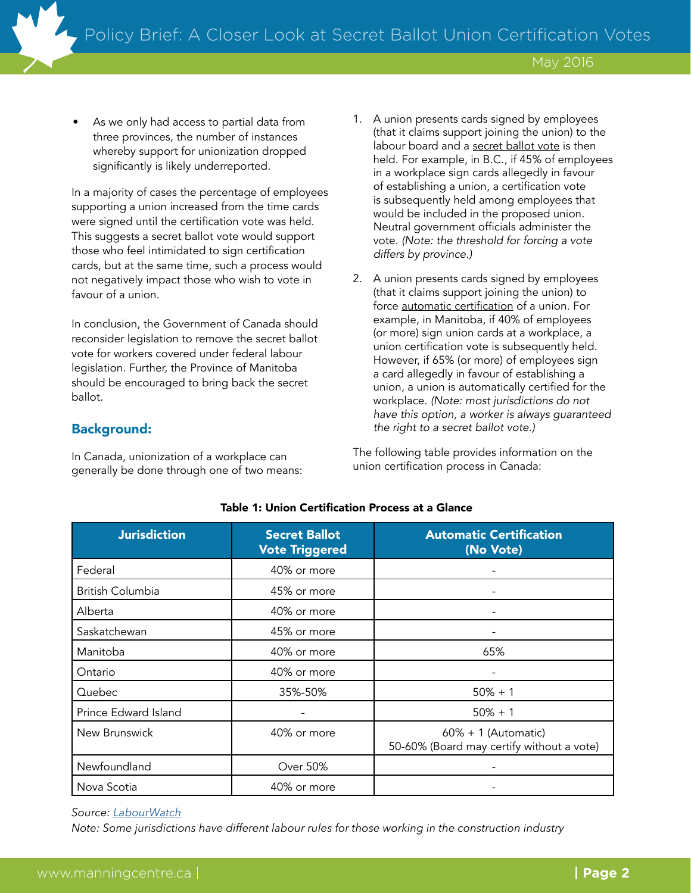- As we only had access to partial data from three provinces, the number of instances whereby support for unionization dropped significantly is likely underreported.

In a majority of cases the percentage of employees supporting a union increased from the time cards were signed until the certification vote was held. This suggests a secret ballot vote would support those who feel intimidated to sign certification cards, but at the same time, such a process would not negatively impact those who wish to vote in favour of a union.

In conclusion, the Government of Canada should reconsider legislation to remove the secret ballot vote for workers covered under federal labour legislation. Further, the Province of Manitoba should be encouraged to bring back the secret ballot.

## Background:

In Canada, unionization of a workplace can generally be done through one of two means:

1. A union presents cards signed by employees (that it claims support joining the union) to the labour board and a secret ballot vote is then held. For example, in B.C., if 45% of employees in a workplace sign cards allegedly in favour of establishing a union, a certification vote is subsequently held among employees that would be included in the proposed union. Neutral government officials administer the vote. *(Note: the threshold for forcing a vote differs by province.)*

2. A union presents cards signed by employees (that it claims support joining the union) to force automatic certification of a union. For example, in Manitoba, if 40% of employees (or more) sign union cards at a workplace, a union certification vote is subsequently held. However, if 65% (or more) of employees sign a card allegedly in favour of establishing a union, a union is automatically certified for the workplace. *(Note: most jurisdictions do not have this option, a worker is always guaranteed the right to a secret ballot vote.)*

The following table provides information on the union certification process in Canada:

**Table 1: Union Certification Process at a Glance**

| Jurisdiction | Secret Ballot Vote Triggered | Automatic Certification (No Vote) |
|---|---|---|
| Federal | 40% or more | - |
| British Columbia | 45% or more | - |
| Alberta | 40% or more | - |
| Saskatchewan | 45% or more | - |
| Manitoba | 40% or more | 65% |
| Ontario | 40% or more | - |
| Quebec | 35%-50% | 50% + 1 |
| Prince Edward Island | - | 50% + 1 |
| New Brunswick | 40% or more | 60% + 1 (Automatic)<br>50-60% (Board may certify without a vote) |
| Newfoundland | Over 50% | - |
| Nova Scotia | 40% or more | - |

*Source: LabourWatch*

*Note: Some jurisdictions have different labour rules for those working in the construction industry*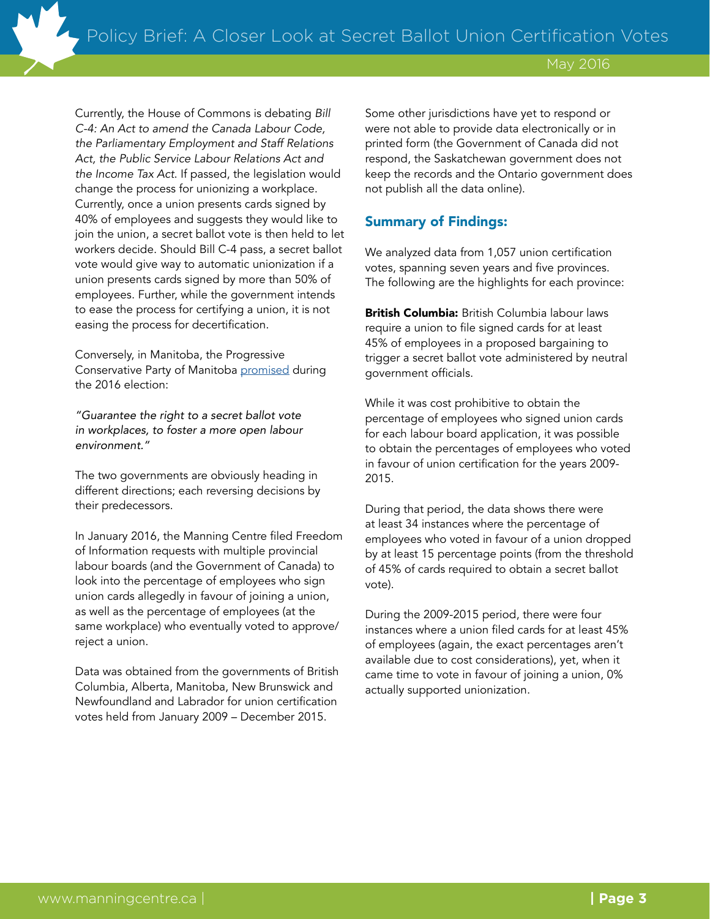Currently, the House of Commons is debating *Bill C-4: An Act to amend the Canada Labour Code, the Parliamentary Employment and Staff Relations Act, the Public Service Labour Relations Act and the Income Tax Act.* If passed, the legislation would change the process for unionizing a workplace. Currently, once a union presents cards signed by 40% of employees and suggests they would like to join the union, a secret ballot vote is then held to let workers decide. Should Bill C-4 pass, a secret ballot vote would give way to automatic unionization if a union presents cards signed by more than 50% of employees. Further, while the government intends to ease the process for certifying a union, it is not easing the process for decertification.

Conversely, in Manitoba, the Progressive Conservative Party of Manitoba promised during the 2016 election:

*"Guarantee the right to a secret ballot vote in workplaces, to foster a more open labour environment."*

The two governments are obviously heading in different directions; each reversing decisions by their predecessors.

In January 2016, the Manning Centre filed Freedom of Information requests with multiple provincial labour boards (and the Government of Canada) to look into the percentage of employees who sign union cards allegedly in favour of joining a union, as well as the percentage of employees (at the same workplace) who eventually voted to approve/reject a union.

Data was obtained from the governments of British Columbia, Alberta, Manitoba, New Brunswick and Newfoundland and Labrador for union certification votes held from January 2009 – December 2015.

Some other jurisdictions have yet to respond or were not able to provide data electronically or in printed form (the Government of Canada did not respond, the Saskatchewan government does not keep the records and the Ontario government does not publish all the data online).

## Summary of Findings:

We analyzed data from 1,057 union certification votes, spanning seven years and five provinces. The following are the highlights for each province:

**British Columbia:** British Columbia labour laws require a union to file signed cards for at least 45% of employees in a proposed bargaining to trigger a secret ballot vote administered by neutral government officials.

While it was cost prohibitive to obtain the percentage of employees who signed union cards for each labour board application, it was possible to obtain the percentages of employees who voted in favour of union certification for the years 2009-2015.

During that period, the data shows there were at least 34 instances where the percentage of employees who voted in favour of a union dropped by at least 15 percentage points (from the threshold of 45% of cards required to obtain a secret ballot vote).

During the 2009-2015 period, there were four instances where a union filed cards for at least 45% of employees (again, the exact percentages aren't available due to cost considerations), yet, when it came time to vote in favour of joining a union, 0% actually supported unionization.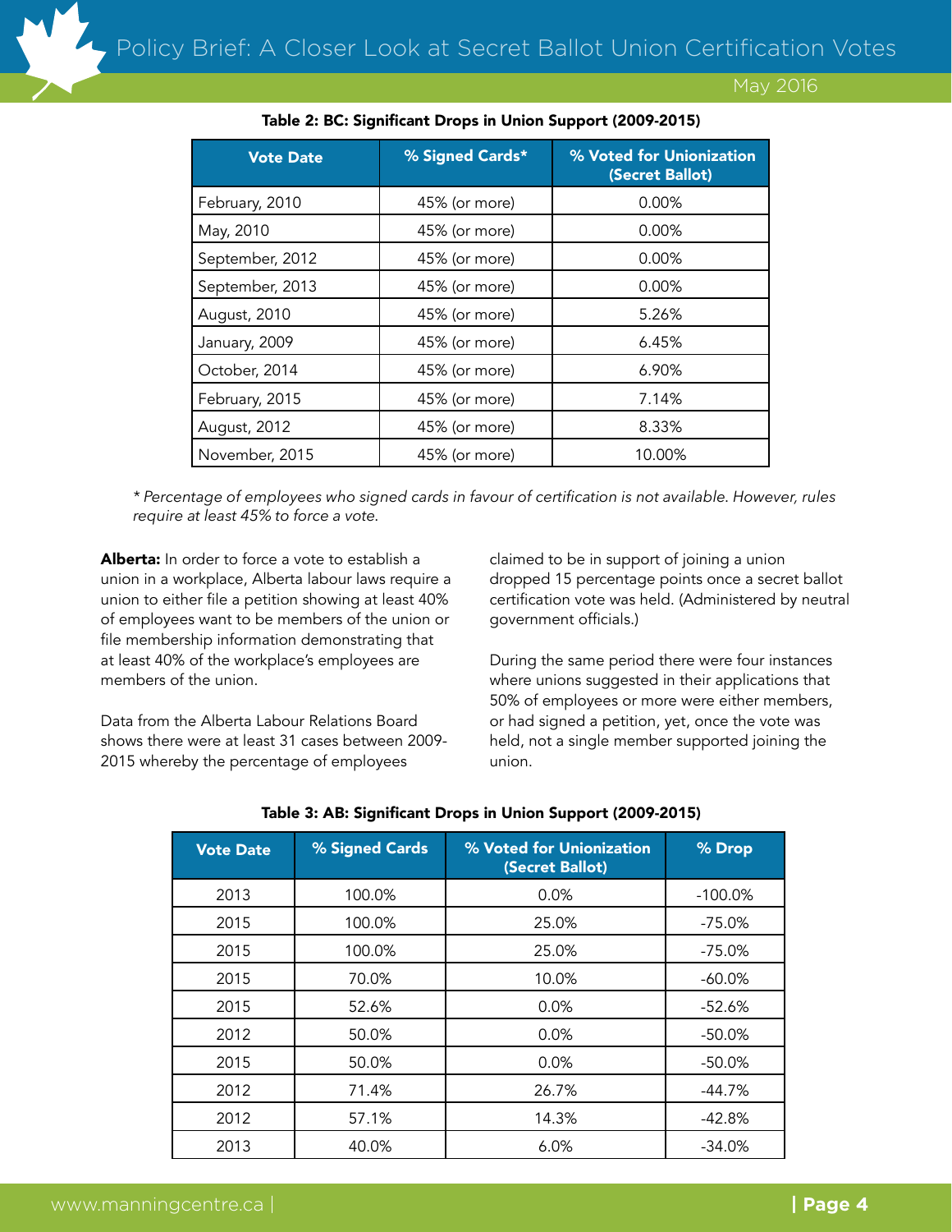**Table 2: BC: Significant Drops in Union Support (2009-2015)**

| Vote Date | % Signed Cards* | % Voted for Unionization (Secret Ballot) |
|---|---|---|
| February, 2010 | 45% (or more) | 0.00% |
| May, 2010 | 45% (or more) | 0.00% |
| September, 2012 | 45% (or more) | 0.00% |
| September, 2013 | 45% (or more) | 0.00% |
| August, 2010 | 45% (or more) | 5.26% |
| January, 2009 | 45% (or more) | 6.45% |
| October, 2014 | 45% (or more) | 6.90% |
| February, 2015 | 45% (or more) | 7.14% |
| August, 2012 | 45% (or more) | 8.33% |
| November, 2015 | 45% (or more) | 10.00% |

*\* Percentage of employees who signed cards in favour of certification is not available. However, rules require at least 45% to force a vote.*

**Alberta:** In order to force a vote to establish a union in a workplace, Alberta labour laws require a union to either file a petition showing at least 40% of employees want to be members of the union or file membership information demonstrating that at least 40% of the workplace's employees are members of the union.

Data from the Alberta Labour Relations Board shows there were at least 31 cases between 2009-2015 whereby the percentage of employees claimed to be in support of joining a union dropped 15 percentage points once a secret ballot certification vote was held. (Administered by neutral government officials.)

During the same period there were four instances where unions suggested in their applications that 50% of employees or more were either members, or had signed a petition, yet, once the vote was held, not a single member supported joining the union.

**Table 3: AB: Significant Drops in Union Support (2009-2015)**

| Vote Date | % Signed Cards | % Voted for Unionization (Secret Ballot) | % Drop |
|---|---|---|---|
| 2013 | 100.0% | 0.0% | -100.0% |
| 2015 | 100.0% | 25.0% | -75.0% |
| 2015 | 100.0% | 25.0% | -75.0% |
| 2015 | 70.0% | 10.0% | -60.0% |
| 2015 | 52.6% | 0.0% | -52.6% |
| 2012 | 50.0% | 0.0% | -50.0% |
| 2015 | 50.0% | 0.0% | -50.0% |
| 2012 | 71.4% | 26.7% | -44.7% |
| 2012 | 57.1% | 14.3% | -42.8% |
| 2013 | 40.0% | 6.0% | -34.0% |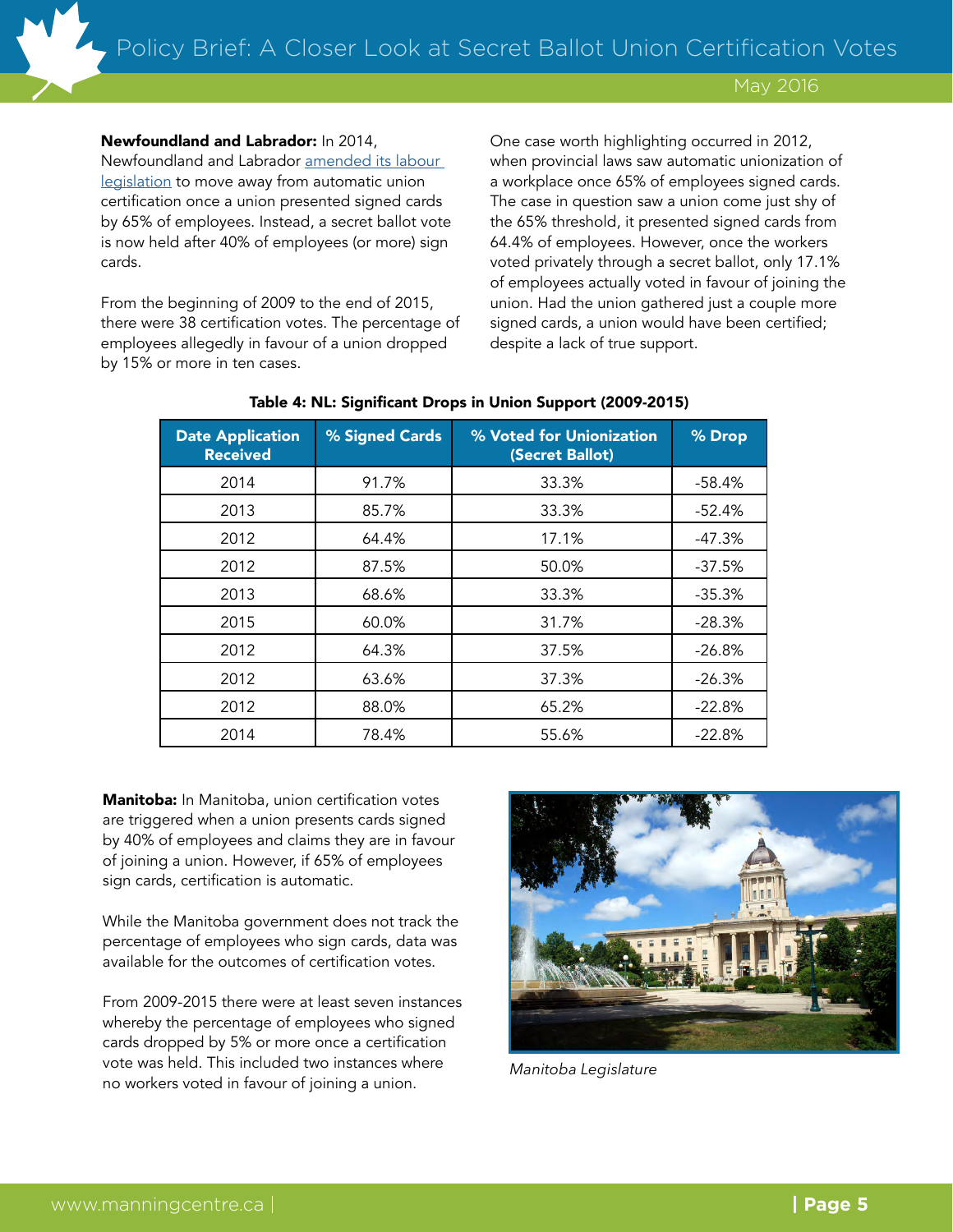**Newfoundland and Labrador:** In 2014, Newfoundland and Labrador amended its labour legislation to move away from automatic union certification once a union presented signed cards by 65% of employees. Instead, a secret ballot vote is now held after 40% of employees (or more) sign cards.

From the beginning of 2009 to the end of 2015, there were 38 certification votes. The percentage of employees allegedly in favour of a union dropped by 15% or more in ten cases.

One case worth highlighting occurred in 2012, when provincial laws saw automatic unionization of a workplace once 65% of employees signed cards. The case in question saw a union come just shy of the 65% threshold, it presented signed cards from 64.4% of employees. However, once the workers voted privately through a secret ballot, only 17.1% of employees actually voted in favour of joining the union. Had the union gathered just a couple more signed cards, a union would have been certified; despite a lack of true support.

**Table 4: NL: Significant Drops in Union Support (2009-2015)**

| Date Application Received | % Signed Cards | % Voted for Unionization (Secret Ballot) | % Drop |
|---|---|---|---|
| 2014 | 91.7% | 33.3% | -58.4% |
| 2013 | 85.7% | 33.3% | -52.4% |
| 2012 | 64.4% | 17.1% | -47.3% |
| 2012 | 87.5% | 50.0% | -37.5% |
| 2013 | 68.6% | 33.3% | -35.3% |
| 2015 | 60.0% | 31.7% | -28.3% |
| 2012 | 64.3% | 37.5% | -26.8% |
| 2012 | 63.6% | 37.3% | -26.3% |
| 2012 | 88.0% | 65.2% | -22.8% |
| 2014 | 78.4% | 55.6% | -22.8% |

**Manitoba:** In Manitoba, union certification votes are triggered when a union presents cards signed by 40% of employees and claims they are in favour of joining a union. However, if 65% of employees sign cards, certification is automatic.

While the Manitoba government does not track the percentage of employees who sign cards, data was available for the outcomes of certification votes.

From 2009-2015 there were at least seven instances whereby the percentage of employees who signed cards dropped by 5% or more once a certification vote was held. This included two instances where no workers voted in favour of joining a union.

*Manitoba Legislature*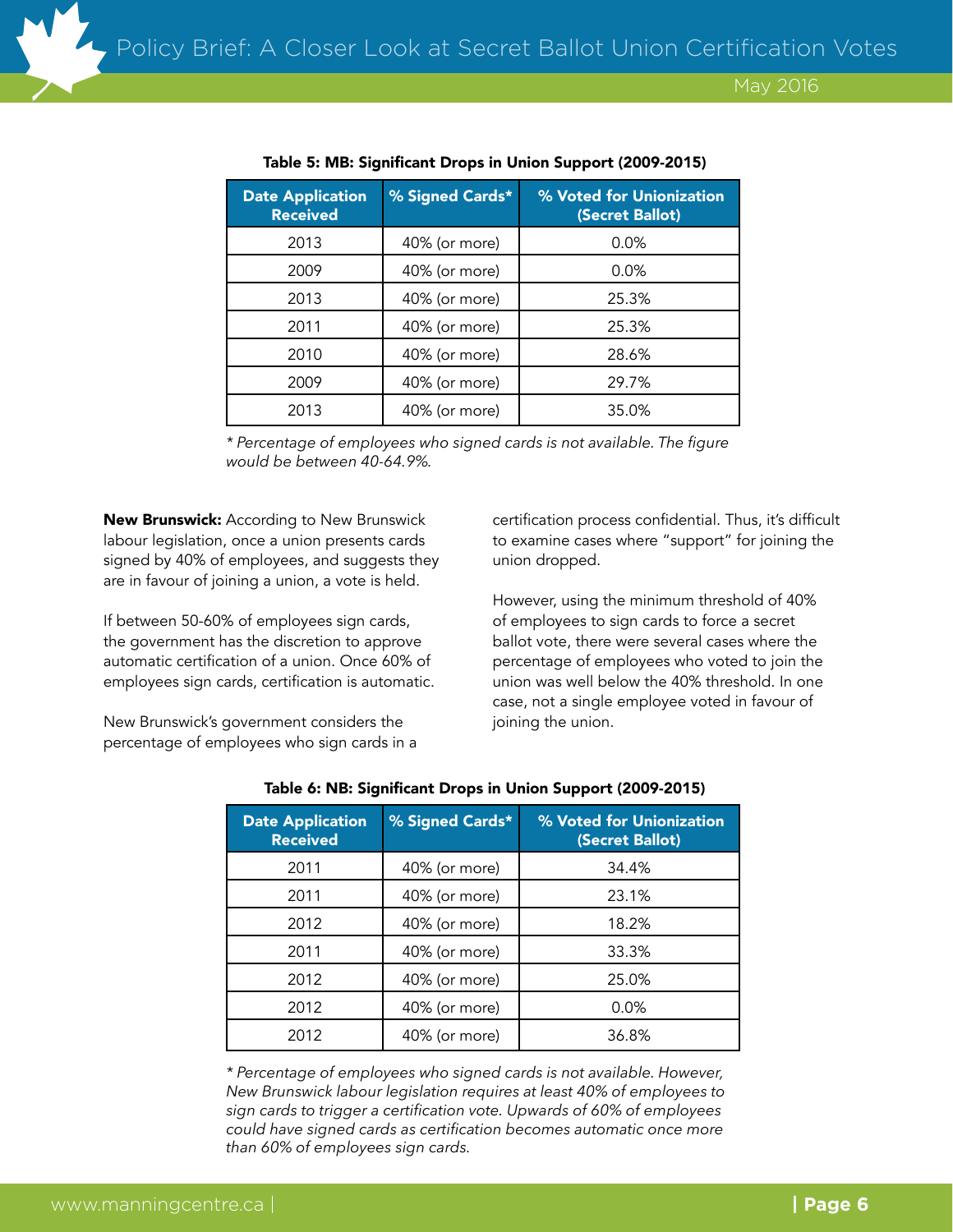**Table 5: MB: Significant Drops in Union Support (2009-2015)**

| Date Application Received | % Signed Cards* | % Voted for Unionization (Secret Ballot) |
|---|---|---|
| 2013 | 40% (or more) | 0.0% |
| 2009 | 40% (or more) | 0.0% |
| 2013 | 40% (or more) | 25.3% |
| 2011 | 40% (or more) | 25.3% |
| 2010 | 40% (or more) | 28.6% |
| 2009 | 40% (or more) | 29.7% |
| 2013 | 40% (or more) | 35.0% |

*\* Percentage of employees who signed cards is not available. The figure would be between 40-64.9%.*

**New Brunswick:** According to New Brunswick labour legislation, once a union presents cards signed by 40% of employees, and suggests they are in favour of joining a union, a vote is held.

If between 50-60% of employees sign cards, the government has the discretion to approve automatic certification of a union. Once 60% of employees sign cards, certification is automatic.

New Brunswick's government considers the percentage of employees who sign cards in a certification process confidential. Thus, it's difficult to examine cases where "support" for joining the union dropped.

However, using the minimum threshold of 40% of employees to sign cards to force a secret ballot vote, there were several cases where the percentage of employees who voted to join the union was well below the 40% threshold. In one case, not a single employee voted in favour of joining the union.

**Table 6: NB: Significant Drops in Union Support (2009-2015)**

| Date Application Received | % Signed Cards* | % Voted for Unionization (Secret Ballot) |
|---|---|---|
| 2011 | 40% (or more) | 34.4% |
| 2011 | 40% (or more) | 23.1% |
| 2012 | 40% (or more) | 18.2% |
| 2011 | 40% (or more) | 33.3% |
| 2012 | 40% (or more) | 25.0% |
| 2012 | 40% (or more) | 0.0% |
| 2012 | 40% (or more) | 36.8% |

*\* Percentage of employees who signed cards is not available. However, New Brunswick labour legislation requires at least 40% of employees to sign cards to trigger a certification vote. Upwards of 60% of employees could have signed cards as certification becomes automatic once more than 60% of employees sign cards.*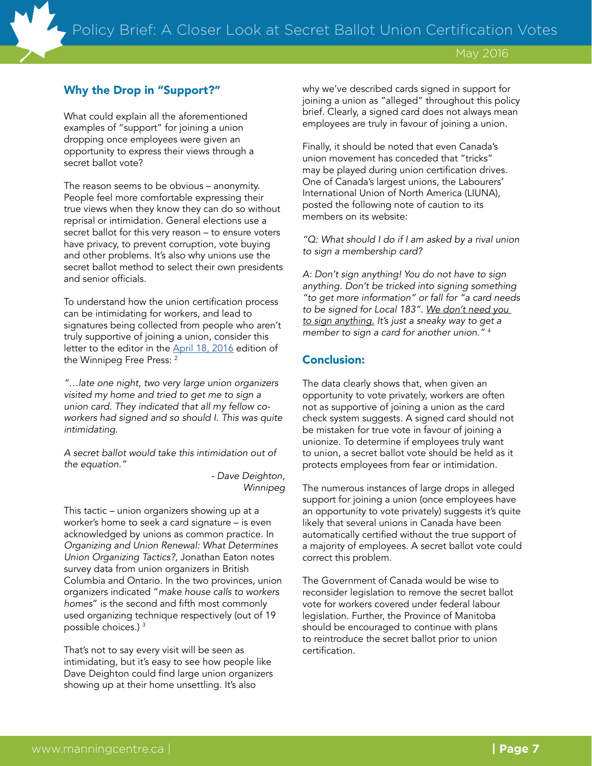## Why the Drop in "Support?"

What could explain all the aforementioned examples of "support" for joining a union dropping once employees were given an opportunity to express their views through a secret ballot vote?

The reason seems to be obvious – anonymity. People feel more comfortable expressing their true views when they know they can do so without reprisal or intimidation. General elections use a secret ballot for this very reason – to ensure voters have privacy, to prevent corruption, vote buying and other problems. It's also why unions use the secret ballot method to select their own presidents and senior officials.

To understand how the union certification process can be intimidating for workers, and lead to signatures being collected from people who aren't truly supportive of joining a union, consider this letter to the editor in the April 18, 2016 edition of the Winnipeg Free Press: [2]

*"…late one night, two very large union organizers visited my home and tried to get me to sign a union card. They indicated that all my fellow co-workers had signed and so should I. This was quite intimidating.*

*A secret ballot would take this intimidation out of the equation."*

*- Dave Deighton, Winnipeg*

This tactic – union organizers showing up at a worker's home to seek a card signature – is even acknowledged by unions as common practice. In *Organizing and Union Renewal: What Determines Union Organizing Tactics?*, Jonathan Eaton notes survey data from union organizers in British Columbia and Ontario. In the two provinces, union organizers indicated "*make house calls to workers homes*" is the second and fifth most commonly used organizing technique respectively (out of 19 possible choices.) [3]

That's not to say every visit will be seen as intimidating, but it's easy to see how people like Dave Deighton could find large union organizers showing up at their home unsettling. It's also why we've described cards signed in support for joining a union as "alleged" throughout this policy brief. Clearly, a signed card does not always mean employees are truly in favour of joining a union.

Finally, it should be noted that even Canada's union movement has conceded that "tricks" may be played during union certification drives. One of Canada's largest unions, the Labourers' International Union of North America (LIUNA), posted the following note of caution to its members on its website:

*"Q: What should I do if I am asked by a rival union to sign a membership card?*

*A: Don't sign anything! You do not have to sign anything. Don't be tricked into signing something "to get more information" or fall for "a card needs to be signed for Local 183". We don't need you to sign anything. It's just a sneaky way to get a member to sign a card for another union."* [4]

## Conclusion:

The data clearly shows that, when given an opportunity to vote privately, workers are often not as supportive of joining a union as the card check system suggests. A signed card should not be mistaken for true vote in favour of joining a unionize. To determine if employees truly want to union, a secret ballot vote should be held as it protects employees from fear or intimidation.

The numerous instances of large drops in alleged support for joining a union (once employees have an opportunity to vote privately) suggests it's quite likely that several unions in Canada have been automatically certified without the true support of a majority of employees. A secret ballot vote could correct this problem.

The Government of Canada would be wise to reconsider legislation to remove the secret ballot vote for workers covered under federal labour legislation. Further, the Province of Manitoba should be encouraged to continue with plans to reintroduce the secret ballot prior to union certification.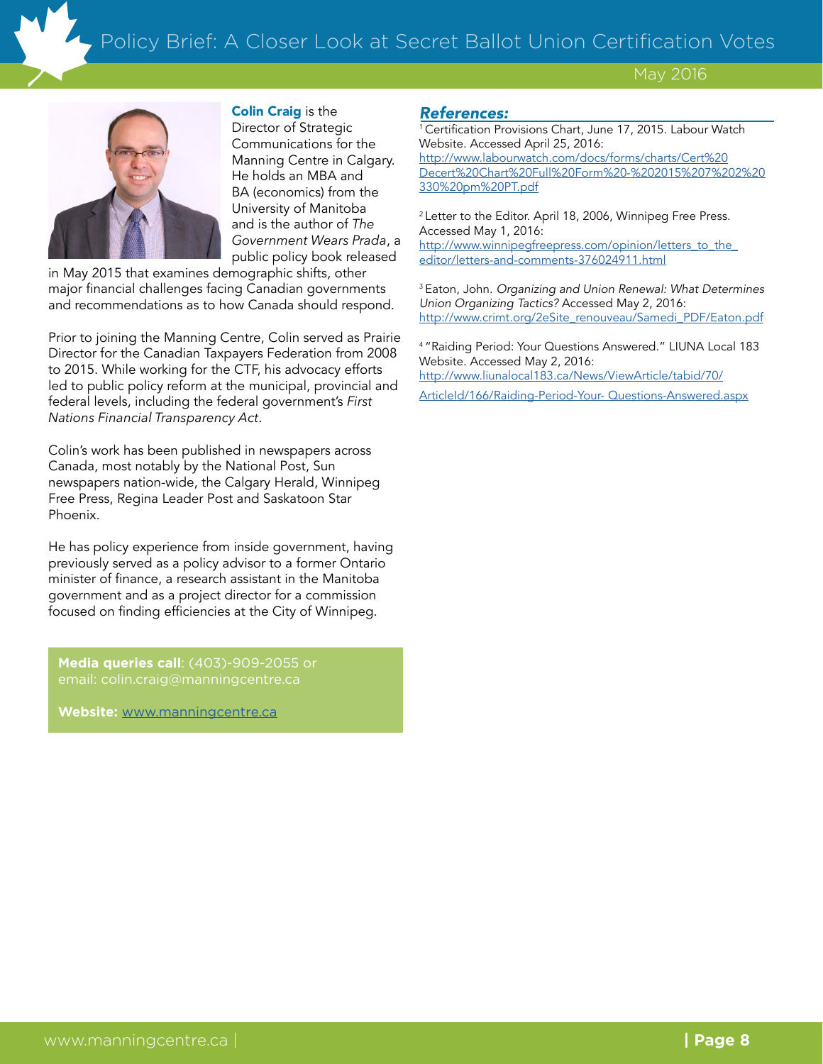**Colin Craig** is the Director of Strategic Communications for the Manning Centre in Calgary. He holds an MBA and BA (economics) from the University of Manitoba and is the author of *The Government Wears Prada*, a public policy book released in May 2015 that examines demographic shifts, other major financial challenges facing Canadian governments and recommendations as to how Canada should respond.

Prior to joining the Manning Centre, Colin served as Prairie Director for the Canadian Taxpayers Federation from 2008 to 2015. While working for the CTF, his advocacy efforts led to public policy reform at the municipal, provincial and federal levels, including the federal government's *First Nations Financial Transparency Act*.

Colin's work has been published in newspapers across Canada, most notably by the National Post, Sun newspapers nation-wide, the Calgary Herald, Winnipeg Free Press, Regina Leader Post and Saskatoon Star Phoenix.

He has policy experience from inside government, having previously served as a policy advisor to a former Ontario minister of finance, a research assistant in the Manitoba government and as a project director for a commission focused on finding efficiencies at the City of Winnipeg.

**Media queries call**: (403)-909-2055 or email: colin.craig@manningcentre.ca

**Website:** www.manningcentre.ca

## *References:*

[1] Certification Provisions Chart, June 17, 2015. Labour Watch Website. Accessed April 25, 2016: http://www.labourwatch.com/docs/forms/charts/Cert%20Decert%20Chart%20Full%20Form%20-%202015%207%202%20330%20pm%20PT.pdf

[2] Letter to the Editor. April 18, 2006, Winnipeg Free Press. Accessed May 1, 2016: http://www.winnipegfreepress.com/opinion/letters_to_the_editor/letters-and-comments-376024911.html

[3] Eaton, John. *Organizing and Union Renewal: What Determines Union Organizing Tactics?* Accessed May 2, 2016: http://www.crimt.org/2eSite_renouveau/Samedi_PDF/Eaton.pdf

[4] "Raiding Period: Your Questions Answered." LIUNA Local 183 Website. Accessed May 2, 2016: http://www.liunalocal183.ca/News/ViewArticle/tabid/70/ArticleId/166/Raiding-Period-Your- Questions-Answered.aspx